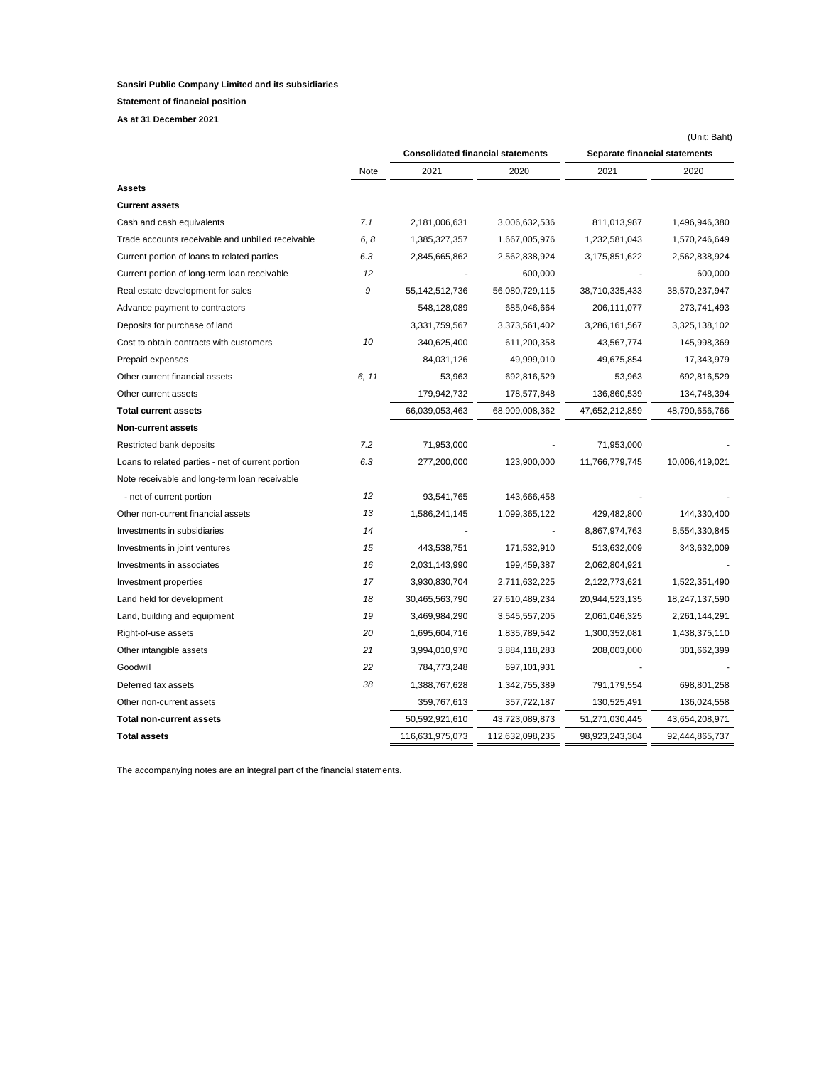**Sansiri Public Company Limited and its subsidiaries**

**Statement of financial position**

**As at 31 December 2021**

(Unit: Baht)

| | Note | Consolidated financial statements | | Separate financial statements | |
|---|---|---|---|---|---|
| | | 2021 | 2020 | 2021 | 2020 |
| **Assets** | | | | | |
| **Current assets** | | | | | |
| Cash and cash equivalents | 7.1 | 2,181,006,631 | 3,006,632,536 | 811,013,987 | 1,496,946,380 |
| Trade accounts receivable and unbilled receivable | 6, 8 | 1,385,327,357 | 1,667,005,976 | 1,232,581,043 | 1,570,246,649 |
| Current portion of loans to related parties | 6.3 | 2,845,665,862 | 2,562,838,924 | 3,175,851,622 | 2,562,838,924 |
| Current portion of long-term loan receivable | 12 | - | 600,000 | - | 600,000 |
| Real estate development for sales | 9 | 55,142,512,736 | 56,080,729,115 | 38,710,335,433 | 38,570,237,947 |
| Advance payment to contractors | | 548,128,089 | 685,046,664 | 206,111,077 | 273,741,493 |
| Deposits for purchase of land | | 3,331,759,567 | 3,373,561,402 | 3,286,161,567 | 3,325,138,102 |
| Cost to obtain contracts with customers | 10 | 340,625,400 | 611,200,358 | 43,567,774 | 145,998,369 |
| Prepaid expenses | | 84,031,126 | 49,999,010 | 49,675,854 | 17,343,979 |
| Other current financial assets | 6, 11 | 53,963 | 692,816,529 | 53,963 | 692,816,529 |
| Other current assets | | 179,942,732 | 178,577,848 | 136,860,539 | 134,748,394 |
| **Total current assets** | | 66,039,053,463 | 68,909,008,362 | 47,652,212,859 | 48,790,656,766 |
| **Non-current assets** | | | | | |
| Restricted bank deposits | 7.2 | 71,953,000 | - | 71,953,000 | - |
| Loans to related parties - net of current portion | 6.3 | 277,200,000 | 123,900,000 | 11,766,779,745 | 10,006,419,021 |
| Note receivable and long-term loan receivable | | | | | |
| - net of current portion | 12 | 93,541,765 | 143,666,458 | - | - |
| Other non-current financial assets | 13 | 1,586,241,145 | 1,099,365,122 | 429,482,800 | 144,330,400 |
| Investments in subsidiaries | 14 | - | - | 8,867,974,763 | 8,554,330,845 |
| Investments in joint ventures | 15 | 443,538,751 | 171,532,910 | 513,632,009 | 343,632,009 |
| Investments in associates | 16 | 2,031,143,990 | 199,459,387 | 2,062,804,921 | - |
| Investment properties | 17 | 3,930,830,704 | 2,711,632,225 | 2,122,773,621 | 1,522,351,490 |
| Land held for development | 18 | 30,465,563,790 | 27,610,489,234 | 20,944,523,135 | 18,247,137,590 |
| Land, building and equipment | 19 | 3,469,984,290 | 3,545,557,205 | 2,061,046,325 | 2,261,144,291 |
| Right-of-use assets | 20 | 1,695,604,716 | 1,835,789,542 | 1,300,352,081 | 1,438,375,110 |
| Other intangible assets | 21 | 3,994,010,970 | 3,884,118,283 | 208,003,000 | 301,662,399 |
| Goodwill | 22 | 784,773,248 | 697,101,931 | - | - |
| Deferred tax assets | 38 | 1,388,767,628 | 1,342,755,389 | 791,179,554 | 698,801,258 |
| Other non-current assets | | 359,767,613 | 357,722,187 | 130,525,491 | 136,024,558 |
| **Total non-current assets** | | 50,592,921,610 | 43,723,089,873 | 51,271,030,445 | 43,654,208,971 |
| **Total assets** | | 116,631,975,073 | 112,632,098,235 | 98,923,243,304 | 92,444,865,737 |

The accompanying notes are an integral part of the financial statements.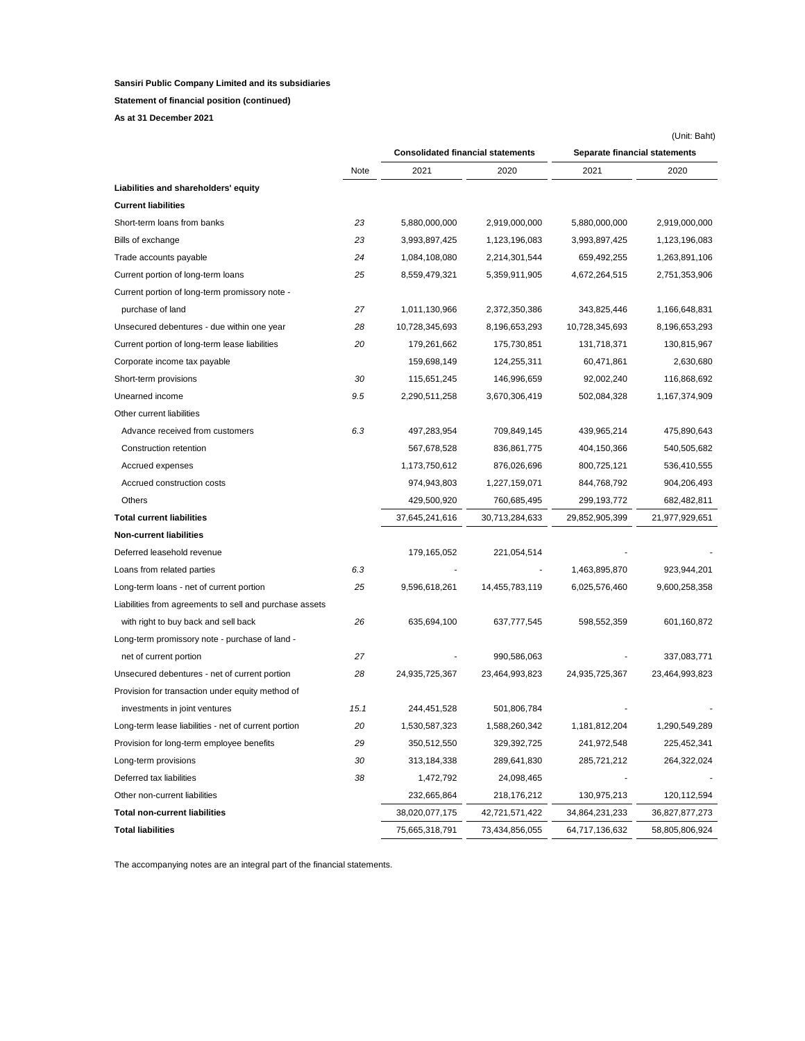**Sansiri Public Company Limited and its subsidiaries**

**Statement of financial position (continued)**

**As at 31 December 2021**

(Unit: Baht)

| | Note | Consolidated financial statements | | Separate financial statements | |
|---|---|---|---|---|---|
| | | 2021 | 2020 | 2021 | 2020 |
| **Liabilities and shareholders' equity** | | | | | |
| **Current liabilities** | | | | | |
| Short-term loans from banks | 23 | 5,880,000,000 | 2,919,000,000 | 5,880,000,000 | 2,919,000,000 |
| Bills of exchange | 23 | 3,993,897,425 | 1,123,196,083 | 3,993,897,425 | 1,123,196,083 |
| Trade accounts payable | 24 | 1,084,108,080 | 2,214,301,544 | 659,492,255 | 1,263,891,106 |
| Current portion of long-term loans | 25 | 8,559,479,321 | 5,359,911,905 | 4,672,264,515 | 2,751,353,906 |
| Current portion of long-term promissory note - purchase of land | 27 | 1,011,130,966 | 2,372,350,386 | 343,825,446 | 1,166,648,831 |
| Unsecured debentures - due within one year | 28 | 10,728,345,693 | 8,196,653,293 | 10,728,345,693 | 8,196,653,293 |
| Current portion of long-term lease liabilities | 20 | 179,261,662 | 175,730,851 | 131,718,371 | 130,815,967 |
| Corporate income tax payable | | 159,698,149 | 124,255,311 | 60,471,861 | 2,630,680 |
| Short-term provisions | 30 | 115,651,245 | 146,996,659 | 92,002,240 | 116,868,692 |
| Unearned income | 9.5 | 2,290,511,258 | 3,670,306,419 | 502,084,328 | 1,167,374,909 |
| Other current liabilities | | | | | |
| Advance received from customers | 6.3 | 497,283,954 | 709,849,145 | 439,965,214 | 475,890,643 |
| Construction retention | | 567,678,528 | 836,861,775 | 404,150,366 | 540,505,682 |
| Accrued expenses | | 1,173,750,612 | 876,026,696 | 800,725,121 | 536,410,555 |
| Accrued construction costs | | 974,943,803 | 1,227,159,071 | 844,768,792 | 904,206,493 |
| Others | | 429,500,920 | 760,685,495 | 299,193,772 | 682,482,811 |
| **Total current liabilities** | | 37,645,241,616 | 30,713,284,633 | 29,852,905,399 | 21,977,929,651 |
| **Non-current liabilities** | | | | | |
| Deferred leasehold revenue | | 179,165,052 | 221,054,514 | - | - |
| Loans from related parties | 6.3 | - | - | 1,463,895,870 | 923,944,201 |
| Long-term loans - net of current portion | 25 | 9,596,618,261 | 14,455,783,119 | 6,025,576,460 | 9,600,258,358 |
| Liabilities from agreements to sell and purchase assets with right to buy back and sell back | 26 | 635,694,100 | 637,777,545 | 598,552,359 | 601,160,872 |
| Long-term promissory note - purchase of land - net of current portion | 27 | - | 990,586,063 | - | 337,083,771 |
| Unsecured debentures - net of current portion | 28 | 24,935,725,367 | 23,464,993,823 | 24,935,725,367 | 23,464,993,823 |
| Provision for transaction under equity method of investments in joint ventures | 15.1 | 244,451,528 | 501,806,784 | - | - |
| Long-term lease liabilities - net of current portion | 20 | 1,530,587,323 | 1,588,260,342 | 1,181,812,204 | 1,290,549,289 |
| Provision for long-term employee benefits | 29 | 350,512,550 | 329,392,725 | 241,972,548 | 225,452,341 |
| Long-term provisions | 30 | 313,184,338 | 289,641,830 | 285,721,212 | 264,322,024 |
| Deferred tax liabilities | 38 | 1,472,792 | 24,098,465 | - | - |
| Other non-current liabilities | | 232,665,864 | 218,176,212 | 130,975,213 | 120,112,594 |
| **Total non-current liabilities** | | 38,020,077,175 | 42,721,571,422 | 34,864,231,233 | 36,827,877,273 |
| **Total liabilities** | | 75,665,318,791 | 73,434,856,055 | 64,717,136,632 | 58,805,806,924 |

The accompanying notes are an integral part of the financial statements.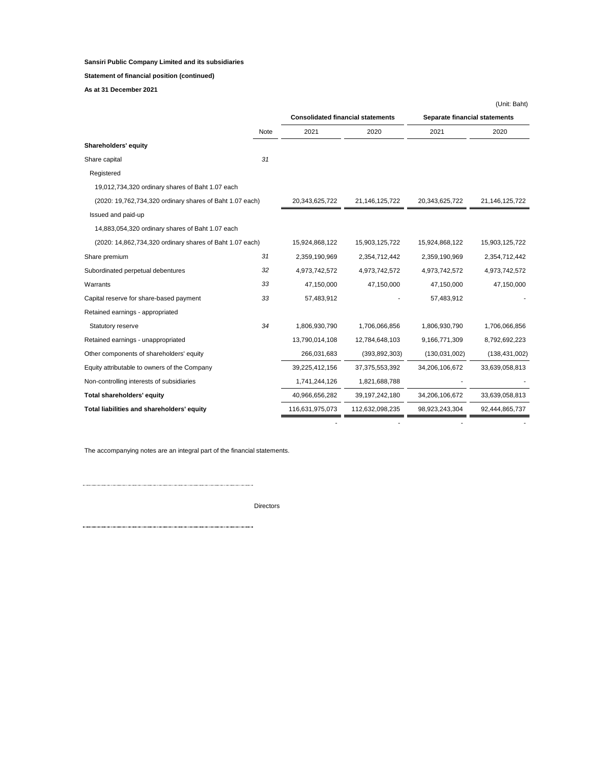**Sansiri Public Company Limited and its subsidiaries**

**Statement of financial position (continued)**

**As at 31 December 2021**

(Unit: Baht)

| | Note | Consolidated financial statements | | Separate financial statements | |
|---|---|---|---|---|---|
| | | 2021 | 2020 | 2021 | 2020 |
| **Shareholders' equity** | | | | | |
| Share capital | 31 | | | | |
| Registered | | | | | |
| 19,012,734,320 ordinary shares of Baht 1.07 each | | | | | |
| (2020: 19,762,734,320 ordinary shares of Baht 1.07 each) | | 20,343,625,722 | 21,146,125,722 | 20,343,625,722 | 21,146,125,722 |
| Issued and paid-up | | | | | |
| 14,883,054,320 ordinary shares of Baht 1.07 each | | | | | |
| (2020: 14,862,734,320 ordinary shares of Baht 1.07 each) | | 15,924,868,122 | 15,903,125,722 | 15,924,868,122 | 15,903,125,722 |
| Share premium | 31 | 2,359,190,969 | 2,354,712,442 | 2,359,190,969 | 2,354,712,442 |
| Subordinated perpetual debentures | 32 | 4,973,742,572 | 4,973,742,572 | 4,973,742,572 | 4,973,742,572 |
| Warrants | 33 | 47,150,000 | 47,150,000 | 47,150,000 | 47,150,000 |
| Capital reserve for share-based payment | 33 | 57,483,912 | - | 57,483,912 | - |
| Retained earnings - appropriated | | | | | |
| Statutory reserve | 34 | 1,806,930,790 | 1,706,066,856 | 1,806,930,790 | 1,706,066,856 |
| Retained earnings - unappropriated | | 13,790,014,108 | 12,784,648,103 | 9,166,771,309 | 8,792,692,223 |
| Other components of shareholders' equity | | 266,031,683 | (393,892,303) | (130,031,002) | (138,431,002) |
| Equity attributable to owners of the Company | | 39,225,412,156 | 37,375,553,392 | 34,206,106,672 | 33,639,058,813 |
| Non-controlling interests of subsidiaries | | 1,741,244,126 | 1,821,688,788 | - | - |
| **Total shareholders' equity** | | 40,966,656,282 | 39,197,242,180 | 34,206,106,672 | 33,639,058,813 |
| **Total liabilities and shareholders' equity** | | 116,631,975,073 | 112,632,098,235 | 98,923,243,304 | 92,444,865,737 |
| | | - | - | - | - |

The accompanying notes are an integral part of the financial statements.

........................................................................

Directors

........................................................................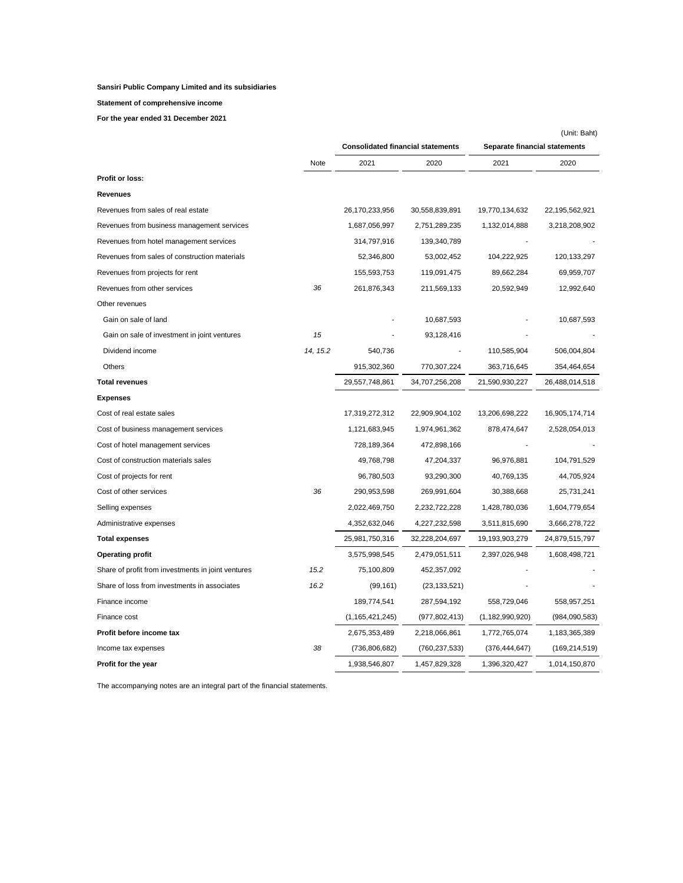**Sansiri Public Company Limited and its subsidiaries**

**Statement of comprehensive income**

**For the year ended 31 December 2021**

(Unit: Baht)

| | Note | Consolidated financial statements | | Separate financial statements | |
|---|---|---|---|---|---|
| | | 2021 | 2020 | 2021 | 2020 |
| **Profit or loss:** | | | | | |
| **Revenues** | | | | | |
| Revenues from sales of real estate | | 26,170,233,956 | 30,558,839,891 | 19,770,134,632 | 22,195,562,921 |
| Revenues from business management services | | 1,687,056,997 | 2,751,289,235 | 1,132,014,888 | 3,218,208,902 |
| Revenues from hotel management services | | 314,797,916 | 139,340,789 | - | - |
| Revenues from sales of construction materials | | 52,346,800 | 53,002,452 | 104,222,925 | 120,133,297 |
| Revenues from projects for rent | | 155,593,753 | 119,091,475 | 89,662,284 | 69,959,707 |
| Revenues from other services | *36* | 261,876,343 | 211,569,133 | 20,592,949 | 12,992,640 |
| Other revenues | | | | | |
| Gain on sale of land | | - | 10,687,593 | - | 10,687,593 |
| Gain on sale of investment in joint ventures | *15* | - | 93,128,416 | - | - |
| Dividend income | *14, 15.2* | 540,736 | - | 110,585,904 | 506,004,804 |
| Others | | 915,302,360 | 770,307,224 | 363,716,645 | 354,464,654 |
| **Total revenues** | | 29,557,748,861 | 34,707,256,208 | 21,590,930,227 | 26,488,014,518 |
| **Expenses** | | | | | |
| Cost of real estate sales | | 17,319,272,312 | 22,909,904,102 | 13,206,698,222 | 16,905,174,714 |
| Cost of business management services | | 1,121,683,945 | 1,974,961,362 | 878,474,647 | 2,528,054,013 |
| Cost of hotel management services | | 728,189,364 | 472,898,166 | - | - |
| Cost of construction materials sales | | 49,768,798 | 47,204,337 | 96,976,881 | 104,791,529 |
| Cost of projects for rent | | 96,780,503 | 93,290,300 | 40,769,135 | 44,705,924 |
| Cost of other services | *36* | 290,953,598 | 269,991,604 | 30,388,668 | 25,731,241 |
| Selling expenses | | 2,022,469,750 | 2,232,722,228 | 1,428,780,036 | 1,604,779,654 |
| Administrative expenses | | 4,352,632,046 | 4,227,232,598 | 3,511,815,690 | 3,666,278,722 |
| **Total expenses** | | 25,981,750,316 | 32,228,204,697 | 19,193,903,279 | 24,879,515,797 |
| **Operating profit** | | 3,575,998,545 | 2,479,051,511 | 2,397,026,948 | 1,608,498,721 |
| Share of profit from investments in joint ventures | *15.2* | 75,100,809 | 452,357,092 | - | - |
| Share of loss from investments in associates | *16.2* | (99,161) | (23,133,521) | - | - |
| Finance income | | 189,774,541 | 287,594,192 | 558,729,046 | 558,957,251 |
| Finance cost | | (1,165,421,245) | (977,802,413) | (1,182,990,920) | (984,090,583) |
| **Profit before income tax** | | 2,675,353,489 | 2,218,066,861 | 1,772,765,074 | 1,183,365,389 |
| Income tax expenses | *38* | (736,806,682) | (760,237,533) | (376,444,647) | (169,214,519) |
| **Profit for the year** | | 1,938,546,807 | 1,457,829,328 | 1,396,320,427 | 1,014,150,870 |

The accompanying notes are an integral part of the financial statements.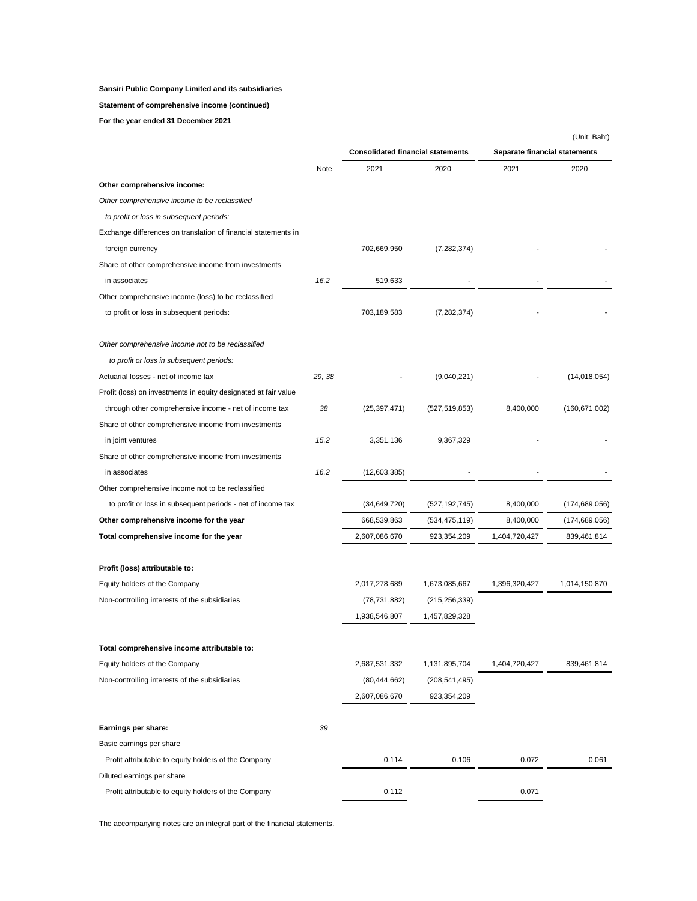**Sansiri Public Company Limited and its subsidiaries**

**Statement of comprehensive income (continued)**

**For the year ended 31 December 2021**

(Unit: Baht)

| | | Consolidated financial statements | | Separate financial statements | |
|---|---|---|---|---|---|
| | Note | 2021 | 2020 | 2021 | 2020 |
| **Other comprehensive income:** | | | | | |
| *Other comprehensive income to be reclassified* | | | | | |
| *to profit or loss in subsequent periods:* | | | | | |
| Exchange differences on translation of financial statements in | | | | | |
| foreign currency | | 702,669,950 | (7,282,374) | - | - |
| Share of other comprehensive income from investments | | | | | |
| in associates | *16.2* | 519,633 | - | - | - |
| Other comprehensive income (loss) to be reclassified | | | | | |
| to profit or loss in subsequent periods: | | 703,189,583 | (7,282,374) | - | - |
| *Other comprehensive income not to be reclassified* | | | | | |
| *to profit or loss in subsequent periods:* | | | | | |
| Actuarial losses - net of income tax | *29, 38* | - | (9,040,221) | - | (14,018,054) |
| Profit (loss) on investments in equity designated at fair value | | | | | |
| through other comprehensive income - net of income tax | *38* | (25,397,471) | (527,519,853) | 8,400,000 | (160,671,002) |
| Share of other comprehensive income from investments | | | | | |
| in joint ventures | *15.2* | 3,351,136 | 9,367,329 | - | - |
| Share of other comprehensive income from investments | | | | | |
| in associates | *16.2* | (12,603,385) | - | - | - |
| Other comprehensive income not to be reclassified | | | | | |
| to profit or loss in subsequent periods - net of income tax | | (34,649,720) | (527,192,745) | 8,400,000 | (174,689,056) |
| **Other comprehensive income for the year** | | 668,539,863 | (534,475,119) | 8,400,000 | (174,689,056) |
| **Total comprehensive income for the year** | | 2,607,086,670 | 923,354,209 | 1,404,720,427 | 839,461,814 |
| **Profit (loss) attributable to:** | | | | | |
| Equity holders of the Company | | 2,017,278,689 | 1,673,085,667 | 1,396,320,427 | 1,014,150,870 |
| Non-controlling interests of the subsidiaries | | (78,731,882) | (215,256,339) | | |
| | | 1,938,546,807 | 1,457,829,328 | | |
| **Total comprehensive income attributable to:** | | | | | |
| Equity holders of the Company | | 2,687,531,332 | 1,131,895,704 | 1,404,720,427 | 839,461,814 |
| Non-controlling interests of the subsidiaries | | (80,444,662) | (208,541,495) | | |
| | | 2,607,086,670 | 923,354,209 | | |
| **Earnings per share:** | *39* | | | | |
| Basic earnings per share | | | | | |
| Profit attributable to equity holders of the Company | | 0.114 | 0.106 | 0.072 | 0.061 |
| Diluted earnings per share | | | | | |
| Profit attributable to equity holders of the Company | | 0.112 | | 0.071 | |

The accompanying notes are an integral part of the financial statements.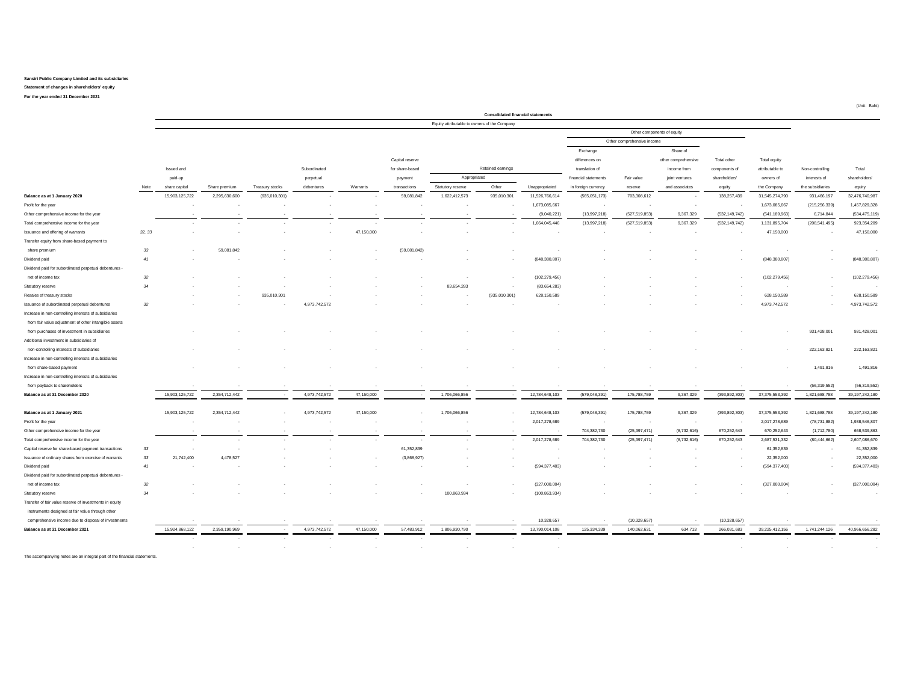**Sansiri Public Company Limited and its subsidiaries**

**Statement of changes in shareholders' equity**

**For the year ended 31 December 2021**

(Unit: Baht)

| | | Consolidated financial statements | | | | | | | | | | | | | | | | |
|---|---|---|---|---|---|---|---|---|---|---|---|---|---|---|---|---|---|---|
| | | Equity attributable to owners of the Company | | | | | | | | | | | | | | | | |
| | | | | | | | | | | | Other components of equity | | | | | | | |
| | | | | | | | | | | | Other comprehensive income | | | | | | | |
| | Note | Issued and paid-up share capital | Share premium | Treasury stocks | Subordinated perpetual debentures | Warrants | Capital reserve for share-based payment transactions | Retained earnings - Appropriated - Statutory reserve | Retained earnings - Appropriated - Other | Retained earnings - Unappropriated | Exchange differences on translation of financial statements in foreign currency | Fair value reserve | Share of other comprehensive income from joint ventures and associates | Total other components of shareholders' equity | Total equity attributable to owners of the Company | Non-controlling interests of the subsidiaries | Total shareholders' equity |
| **Balance as at 1 January 2020** | | 15,903,125,722 | 2,295,630,600 | (935,010,301) | - | - | 59,081,842 | 1,622,412,573 | 935,010,301 | 11,526,766,614 | (565,051,173) | 703,308,612 | - | 138,257,439 | 31,545,274,790 | 931,466,197 | 32,476,740,987 |
| Profit for the year | | - | - | - | - | - | - | - | - | 1,673,085,667 | - | - | - | - | 1,673,085,667 | (215,256,339) | 1,457,829,328 |
| Other comprehensive income for the year | | - | - | - | - | - | - | - | - | (9,040,221) | (13,997,218) | (527,519,853) | 9,367,329 | (532,149,742) | (541,189,963) | 6,714,844 | (534,475,119) |
| Total comprehensive income for the year | | - | - | - | - | - | - | - | - | 1,664,045,446 | (13,997,218) | (527,519,853) | 9,367,329 | (532,149,742) | 1,131,895,704 | (208,541,495) | 923,354,209 |
| Issuance and offering of warrants | 32, 33 | - | - | - | - | 47,150,000 | - | - | - | - | - | - | - | - | 47,150,000 | - | 47,150,000 |
| Transfer equity from share-based payment to share premium | 33 | - | 59,081,842 | - | - | - | (59,081,842) | - | - | - | - | - | - | - | - | - | - |
| Dividend paid | 41 | - | - | - | - | - | - | - | - | (848,380,807) | - | - | - | - | (848,380,807) | - | (848,380,807) |
| Dividend paid for subordinated perpetual debentures - net of income tax | 32 | - | - | - | - | - | - | - | - | (102,279,456) | - | - | - | - | (102,279,456) | - | (102,279,456) |
| Statutory reserve | 34 | - | - | - | - | - | - | 83,654,283 | - | (83,654,283) | - | - | - | - | - | - | - |
| Resales of treasury stocks | | - | - | 935,010,301 | - | - | - | - | (935,010,301) | 628,150,589 | - | - | - | - | 628,150,589 | - | 628,150,589 |
| Issuance of subordinated perpetual debentures | 32 | - | - | - | 4,973,742,572 | - | - | - | - | - | - | - | - | - | 4,973,742,572 | - | 4,973,742,572 |
| Increase in non-controlling interests of subsidiaries from fair value adjustment of other intangible assets from purchases of investment in subsidiaries | | - | - | - | - | - | - | - | - | - | - | - | - | - | - | 931,428,001 | 931,428,001 |
| Additional investment in subsidiaries of non-controlling interests of subsidiaries | | - | - | - | - | - | - | - | - | - | - | - | - | - | - | 222,163,821 | 222,163,821 |
| Increase in non-controlling interests of subsidiaries from share-based payment | | - | - | - | - | - | - | - | - | - | - | - | - | - | - | 1,491,816 | 1,491,816 |
| Increase in non-controlling interests of subsidiaries from payback to shareholders | | - | - | - | - | - | - | - | - | - | - | - | - | - | - | (56,319,552) | (56,319,552) |
| **Balance as at 31 December 2020** | | 15,903,125,722 | 2,354,712,442 | - | 4,973,742,572 | 47,150,000 | - | 1,706,066,856 | - | 12,784,648,103 | (579,048,391) | 175,788,759 | 9,367,329 | (393,892,303) | 37,375,553,392 | 1,821,688,788 | 39,197,242,180 |
| | | | | | | | | | | | | | | | | | |
| **Balance as at 1 January 2021** | | 15,903,125,722 | 2,354,712,442 | - | 4,973,742,572 | 47,150,000 | - | 1,706,066,856 | - | 12,784,648,103 | (579,048,391) | 175,788,759 | 9,367,329 | (393,892,303) | 37,375,553,392 | 1,821,688,788 | 39,197,242,180 |
| Profit for the year | | - | - | - | - | - | - | - | - | 2,017,278,689 | - | - | - | - | 2,017,278,689 | (78,731,882) | 1,938,546,807 |
| Other comprehensive income for the year | | - | - | - | - | - | - | - | - | - | 704,382,730 | (25,397,471) | (8,732,616) | 670,252,643 | 670,252,643 | (1,712,780) | 668,539,863 |
| Total comprehensive income for the year | | - | - | - | - | - | - | - | - | 2,017,278,689 | 704,382,730 | (25,397,471) | (8,732,616) | 670,252,643 | 2,687,531,332 | (80,444,662) | 2,607,086,670 |
| Capital reserve for share-based payment transactions | 33 | - | - | - | - | - | 61,352,839 | - | - | - | - | - | - | - | 61,352,839 | - | 61,352,839 |
| Issuance of ordinary shares from exercise of warrants | 33 | 21,742,400 | 4,478,527 | - | - | - | (3,868,927) | - | - | - | - | - | - | - | 22,352,000 | - | 22,352,000 |
| Dividend paid | 41 | - | - | - | - | - | - | - | - | (594,377,403) | - | - | - | - | (594,377,403) | - | (594,377,403) |
| Dividend paid for subordinated perpetual debentures - net of income tax | 32 | - | - | - | - | - | - | - | - | (327,000,004) | - | - | - | - | (327,000,004) | - | (327,000,004) |
| Statutory reserve | 34 | - | - | - | - | - | - | 100,863,934 | - | (100,863,934) | - | - | - | - | - | - | - |
| Transfer of fair value reserve of investments in equity instruments designed at fair value through other comprehensive income due to disposal of investments | | - | - | - | - | - | - | - | - | 10,328,657 | - | (10,328,657) | - | (10,328,657) | - | - | - |
| **Balance as at 31 December 2021** | | 15,924,868,122 | 2,359,190,969 | - | 4,973,742,572 | 47,150,000 | 57,483,912 | 1,806,930,790 | - | 13,790,014,108 | 125,334,339 | 140,062,631 | 634,713 | 266,031,683 | 39,225,412,156 | 1,741,244,126 | 40,966,656,282 |

The accompanying notes are an integral part of the financial statements.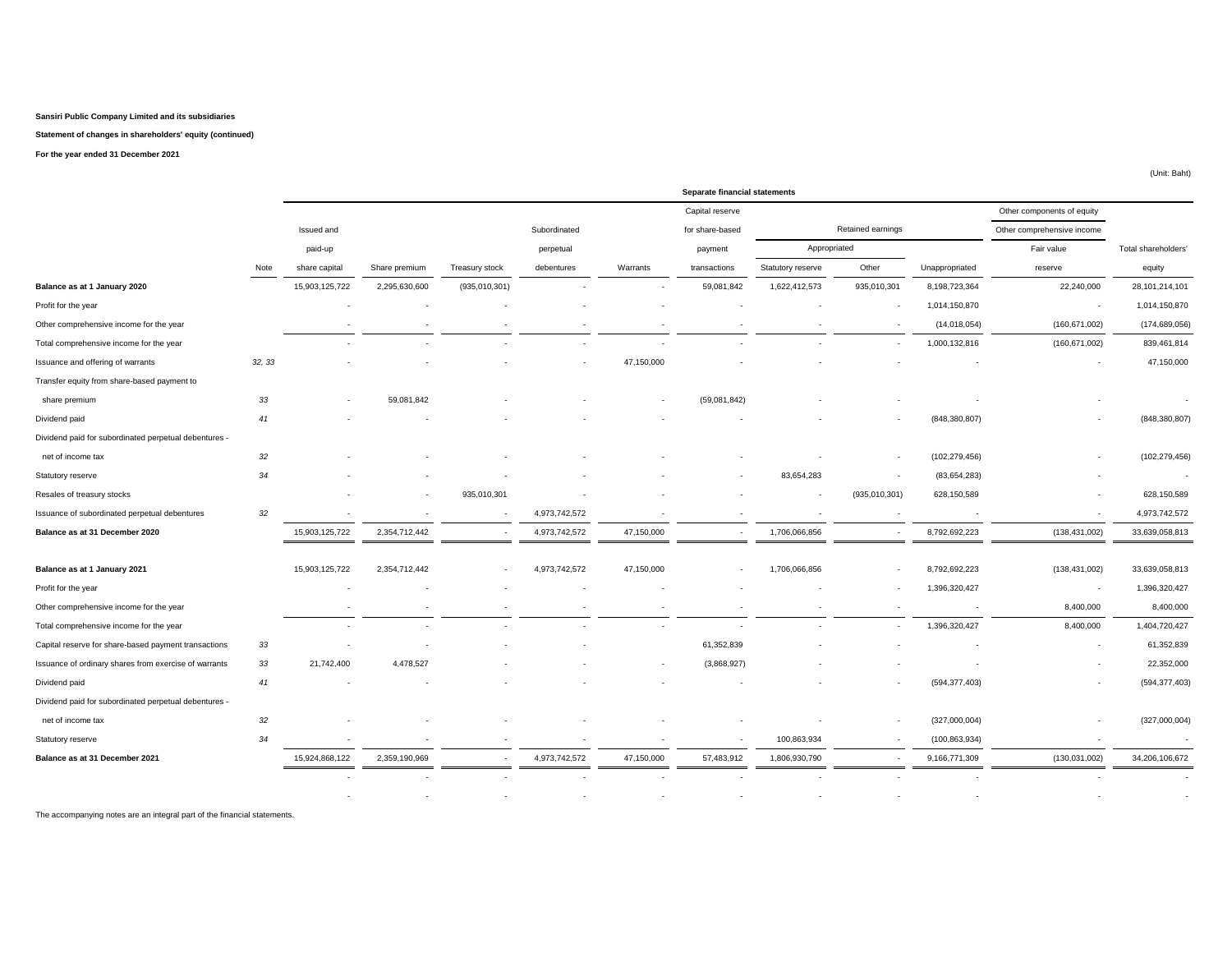**Sansiri Public Company Limited and its subsidiaries**

**Statement of changes in shareholders' equity (continued)**

**For the year ended 31 December 2021**

(Unit: Baht)

| | | Separate financial statements | | | | | | | | | | |
|---|---|---|---|---|---|---|---|---|---|---|---|---|
| | | | | | | | Capital reserve | | | | Other components of equity | |
| | | Issued and | | | Subordinated | | for share-based | Retained earnings | | | Other comprehensive income | |
| | | paid-up | | | perpetual | | payment | Appropriated | | | Fair value | Total shareholders' |
| | Note | share capital | Share premium | Treasury stock | debentures | Warrants | transactions | Statutory reserve | Other | Unappropriated | reserve | equity |
| **Balance as at 1 January 2020** | | 15,903,125,722 | 2,295,630,600 | (935,010,301) | - | - | 59,081,842 | 1,622,412,573 | 935,010,301 | 8,198,723,364 | 22,240,000 | 28,101,214,101 |
| Profit for the year | | - | - | - | - | - | - | - | - | 1,014,150,870 | - | 1,014,150,870 |
| Other comprehensive income for the year | | - | - | - | - | - | - | - | - | (14,018,054) | (160,671,002) | (174,689,056) |
| Total comprehensive income for the year | | - | - | - | - | - | - | - | - | 1,000,132,816 | (160,671,002) | 839,461,814 |
| Issuance and offering of warrants | 32, 33 | - | - | - | - | 47,150,000 | - | - | - | - | - | 47,150,000 |
| Transfer equity from share-based payment to | | | | | | | | | | | | |
| share premium | 33 | - | 59,081,842 | - | - | - | (59,081,842) | - | - | - | - | - |
| Dividend paid | 41 | - | - | - | - | - | - | - | - | (848,380,807) | - | (848,380,807) |
| Dividend paid for subordinated perpetual debentures - | | | | | | | | | | | | |
| net of income tax | 32 | - | - | - | - | - | - | - | - | (102,279,456) | - | (102,279,456) |
| Statutory reserve | 34 | - | - | - | - | - | - | 83,654,283 | - | (83,654,283) | - | - |
| Resales of treasury stocks | | - | - | 935,010,301 | - | - | - | - | (935,010,301) | 628,150,589 | - | 628,150,589 |
| Issuance of subordinated perpetual debentures | 32 | - | - | - | 4,973,742,572 | - | - | - | - | - | - | 4,973,742,572 |
| **Balance as at 31 December 2020** | | 15,903,125,722 | 2,354,712,442 | - | 4,973,742,572 | 47,150,000 | - | 1,706,066,856 | - | 8,792,692,223 | (138,431,002) | 33,639,058,813 |
| | | | | | | | | | | | | |
| **Balance as at 1 January 2021** | | 15,903,125,722 | 2,354,712,442 | - | 4,973,742,572 | 47,150,000 | - | 1,706,066,856 | - | 8,792,692,223 | (138,431,002) | 33,639,058,813 |
| Profit for the year | | - | - | - | - | - | - | - | - | 1,396,320,427 | - | 1,396,320,427 |
| Other comprehensive income for the year | | - | - | - | - | - | - | - | - | - | 8,400,000 | 8,400,000 |
| Total comprehensive income for the year | | - | - | - | - | - | - | - | - | 1,396,320,427 | 8,400,000 | 1,404,720,427 |
| Capital reserve for share-based payment transactions | 33 | - | - | - | - | - | 61,352,839 | - | - | - | - | 61,352,839 |
| Issuance of ordinary shares from exercise of warrants | 33 | 21,742,400 | 4,478,527 | - | - | - | (3,868,927) | - | - | - | - | 22,352,000 |
| Dividend paid | 41 | - | - | - | - | - | - | - | - | (594,377,403) | - | (594,377,403) |
| Dividend paid for subordinated perpetual debentures - | | | | | | | | | | | | |
| net of income tax | 32 | - | - | - | - | - | - | - | - | (327,000,004) | - | (327,000,004) |
| Statutory reserve | 34 | - | - | - | - | - | - | 100,863,934 | - | (100,863,934) | - | - |
| **Balance as at 31 December 2021** | | 15,924,868,122 | 2,359,190,969 | - | 4,973,742,572 | 47,150,000 | 57,483,912 | 1,806,930,790 | - | 9,166,771,309 | (130,031,002) | 34,206,106,672 |
| | | - | - | - | - | - | - | - | - | - | - | - |
| | | - | - | - | - | - | - | - | - | - | - | - |

The accompanying notes are an integral part of the financial statements.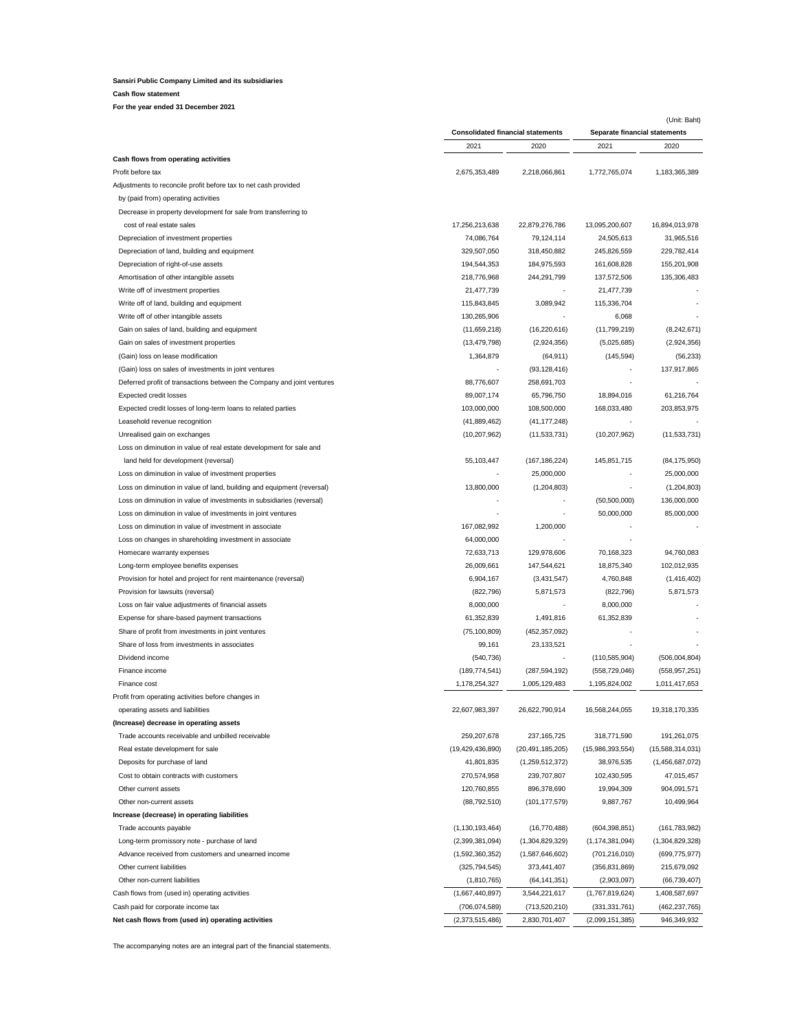**Sansiri Public Company Limited and its subsidiaries**

**Cash flow statement**

**For the year ended 31 December 2021**

(Unit: Baht)

| | Consolidated financial statements | | Separate financial statements | |
|---|---|---|---|---|
| | 2021 | 2020 | 2021 | 2020 |
| **Cash flows from operating activities** | | | | |
| Profit before tax | 2,675,353,489 | 2,218,066,861 | 1,772,765,074 | 1,183,365,389 |
| Adjustments to reconcile profit before tax to net cash provided | | | | |
| by (paid from) operating activities | | | | |
| Decrease in property development for sale from transferring to | | | | |
| cost of real estate sales | 17,256,213,638 | 22,879,276,786 | 13,095,200,607 | 16,894,013,978 |
| Depreciation of investment properties | 74,086,764 | 79,124,114 | 24,505,613 | 31,965,516 |
| Depreciation of land, building and equipment | 329,507,050 | 318,450,882 | 245,826,559 | 229,782,414 |
| Depreciation of right-of-use assets | 194,544,353 | 184,975,593 | 161,608,828 | 155,201,908 |
| Amortisation of other intangible assets | 218,776,968 | 244,291,799 | 137,572,506 | 135,306,483 |
| Write off of investment properties | 21,477,739 | - | 21,477,739 | - |
| Write off of land, building and equipment | 115,843,845 | 3,089,942 | 115,336,704 | - |
| Write off of other intangible assets | 130,265,906 | - | 6,068 | - |
| Gain on sales of land, building and equipment | (11,659,218) | (16,220,616) | (11,799,219) | (8,242,671) |
| Gain on sales of investment properties | (13,479,798) | (2,924,356) | (5,025,685) | (2,924,356) |
| (Gain) loss on lease modification | 1,364,879 | (64,911) | (145,594) | (56,233) |
| (Gain) loss on sales of investments in joint ventures | - | (93,128,416) | - | 137,917,865 |
| Deferred profit of transactions between the Company and joint ventures | 88,776,607 | 258,691,703 | - | - |
| Expected credit losses | 89,007,174 | 65,796,750 | 18,894,016 | 61,216,764 |
| Expected credit losses of long-term loans to related parties | 103,000,000 | 108,500,000 | 168,033,480 | 203,853,975 |
| Leasehold revenue recognition | (41,889,462) | (41,177,248) | - | - |
| Unrealised gain on exchanges | (10,207,962) | (11,533,731) | (10,207,962) | (11,533,731) |
| Loss on diminution in value of real estate development for sale and | | | | |
| land held for development (reversal) | 55,103,447 | (167,186,224) | 145,851,715 | (84,175,950) |
| Loss on diminution in value of investment properties | - | 25,000,000 | - | 25,000,000 |
| Loss on diminution in value of land, building and equipment (reversal) | 13,800,000 | (1,204,803) | - | (1,204,803) |
| Loss on diminution in value of investments in subsidiaries (reversal) | - | - | (50,500,000) | 136,000,000 |
| Loss on diminution in value of investments in joint ventures | - | - | 50,000,000 | 85,000,000 |
| Loss on diminution in value of investment in associate | 167,082,992 | 1,200,000 | - | - |
| Loss on changes in shareholding investment in associate | 64,000,000 | - | - | |
| Homecare warranty expenses | 72,633,713 | 129,978,606 | 70,168,323 | 94,760,083 |
| Long-term employee benefits expenses | 26,009,661 | 147,544,621 | 18,875,340 | 102,012,935 |
| Provision for hotel and project for rent maintenance (reversal) | 6,904,167 | (3,431,547) | 4,760,848 | (1,416,402) |
| Provision for lawsuits (reversal) | (822,796) | 5,871,573 | (822,796) | 5,871,573 |
| Loss on fair value adjustments of financial assets | 8,000,000 | - | 8,000,000 | - |
| Expense for share-based payment transactions | 61,352,839 | 1,491,816 | 61,352,839 | - |
| Share of profit from investments in joint ventures | (75,100,809) | (452,357,092) | - | - |
| Share of loss from investments in associates | 99,161 | 23,133,521 | - | - |
| Dividend income | (540,736) | - | (110,585,904) | (506,004,804) |
| Finance income | (189,774,541) | (287,594,192) | (558,729,046) | (558,957,251) |
| Finance cost | 1,178,254,327 | 1,005,129,483 | 1,195,824,002 | 1,011,417,653 |
| Profit from operating activities before changes in | | | | |
| operating assets and liabilities | 22,607,983,397 | 26,622,790,914 | 16,568,244,055 | 19,318,170,335 |
| **(Increase) decrease in operating assets** | | | | |
| Trade accounts receivable and unbilled receivable | 259,207,678 | 237,165,725 | 318,771,590 | 191,261,075 |
| Real estate development for sale | (19,429,436,890) | (20,491,185,205) | (15,986,393,554) | (15,588,314,031) |
| Deposits for purchase of land | 41,801,835 | (1,259,512,372) | 38,976,535 | (1,456,687,072) |
| Cost to obtain contracts with customers | 270,574,958 | 239,707,807 | 102,430,595 | 47,015,457 |
| Other current assets | 120,760,855 | 896,378,690 | 19,994,309 | 904,091,571 |
| Other non-current assets | (88,792,510) | (101,177,579) | 9,887,767 | 10,499,964 |
| **Increase (decrease) in operating liabilities** | | | | |
| Trade accounts payable | (1,130,193,464) | (16,770,488) | (604,398,851) | (161,783,982) |
| Long-term promissory note - purchase of land | (2,399,381,094) | (1,304,829,329) | (1,174,381,094) | (1,304,829,328) |
| Advance received from customers and unearned income | (1,592,360,352) | (1,587,646,602) | (701,216,010) | (699,775,977) |
| Other current liabilities | (325,794,545) | 373,441,407 | (356,831,869) | 215,679,092 |
| Other non-current liabilities | (1,810,765) | (64,141,351) | (2,903,097) | (66,739,407) |
| Cash flows from (used in) operating activities | (1,667,440,897) | 3,544,221,617 | (1,767,819,624) | 1,408,587,697 |
| Cash paid for corporate income tax | (706,074,589) | (713,520,210) | (331,331,761) | (462,237,765) |
| **Net cash flows from (used in) operating activities** | (2,373,515,486) | 2,830,701,407 | (2,099,151,385) | 946,349,932 |

The accompanying notes are an integral part of the financial statements.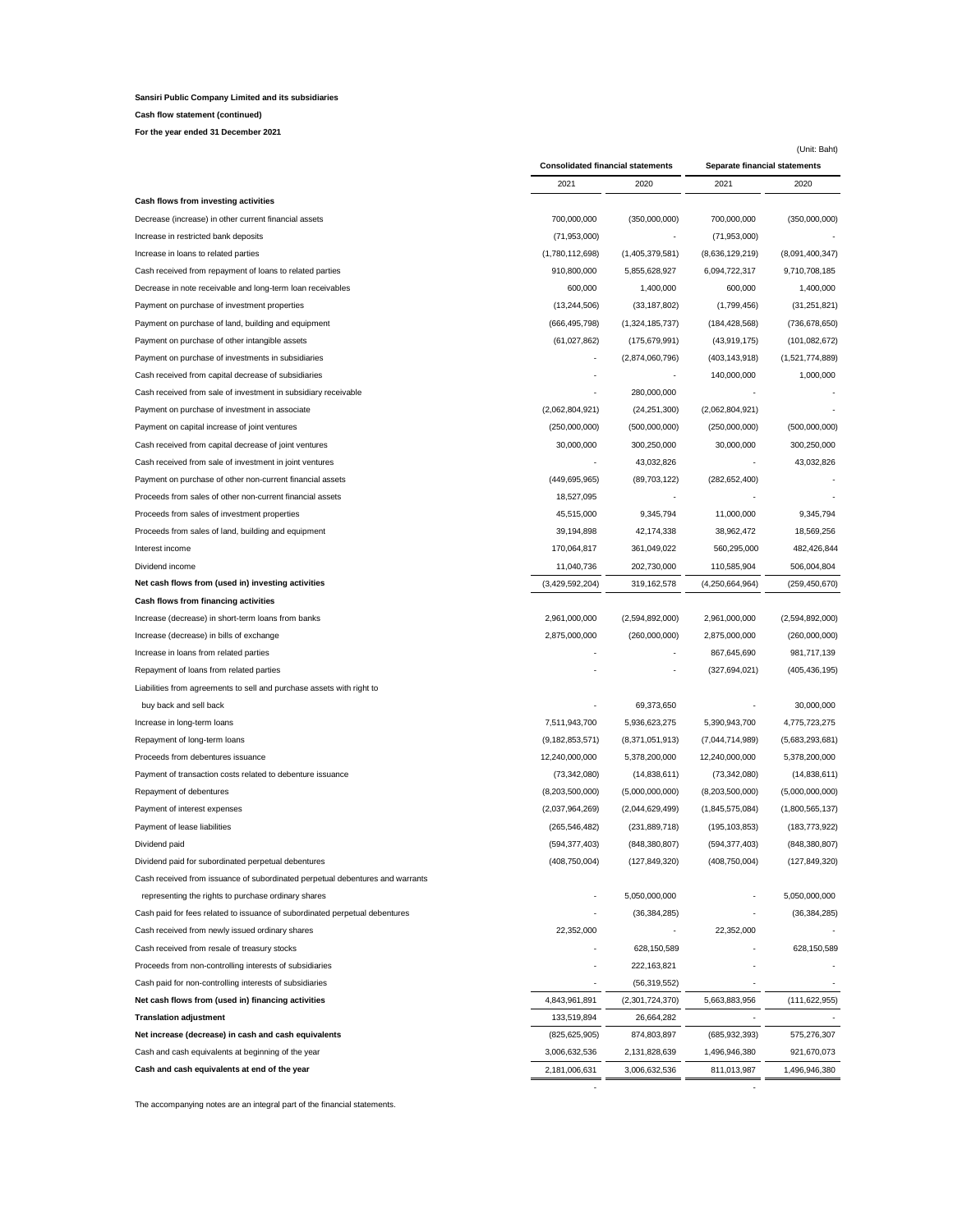**Sansiri Public Company Limited and its subsidiaries**

**Cash flow statement (continued)**

**For the year ended 31 December 2021**

(Unit: Baht)

| | Consolidated financial statements | | Separate financial statements | |
|---|---|---|---|---|
| | 2021 | 2020 | 2021 | 2020 |
| **Cash flows from investing activities** | | | | |
| Decrease (increase) in other current financial assets | 700,000,000 | (350,000,000) | 700,000,000 | (350,000,000) |
| Increase in restricted bank deposits | (71,953,000) | - | (71,953,000) | - |
| Increase in loans to related parties | (1,780,112,698) | (1,405,379,581) | (8,636,129,219) | (8,091,400,347) |
| Cash received from repayment of loans to related parties | 910,800,000 | 5,855,628,927 | 6,094,722,317 | 9,710,708,185 |
| Decrease in note receivable and long-term loan receivables | 600,000 | 1,400,000 | 600,000 | 1,400,000 |
| Payment on purchase of investment properties | (13,244,506) | (33,187,802) | (1,799,456) | (31,251,821) |
| Payment on purchase of land, building and equipment | (666,495,798) | (1,324,185,737) | (184,428,568) | (736,678,650) |
| Payment on purchase of other intangible assets | (61,027,862) | (175,679,991) | (43,919,175) | (101,082,672) |
| Payment on purchase of investments in subsidiaries | - | (2,874,060,796) | (403,143,918) | (1,521,774,889) |
| Cash received from capital decrease of subsidiaries | - | - | 140,000,000 | 1,000,000 |
| Cash received from sale of investment in subsidiary receivable | - | 280,000,000 | - | - |
| Payment on purchase of investment in associate | (2,062,804,921) | (24,251,300) | (2,062,804,921) | - |
| Payment on capital increase of joint ventures | (250,000,000) | (500,000,000) | (250,000,000) | (500,000,000) |
| Cash received from capital decrease of joint ventures | 30,000,000 | 300,250,000 | 30,000,000 | 300,250,000 |
| Cash received from sale of investment in joint ventures | - | 43,032,826 | - | 43,032,826 |
| Payment on purchase of other non-current financial assets | (449,695,965) | (89,703,122) | (282,652,400) | - |
| Proceeds from sales of other non-current financial assets | 18,527,095 | - | - | - |
| Proceeds from sales of investment properties | 45,515,000 | 9,345,794 | 11,000,000 | 9,345,794 |
| Proceeds from sales of land, building and equipment | 39,194,898 | 42,174,338 | 38,962,472 | 18,569,256 |
| Interest income | 170,064,817 | 361,049,022 | 560,295,000 | 482,426,844 |
| Dividend income | 11,040,736 | 202,730,000 | 110,585,904 | 506,004,804 |
| **Net cash flows from (used in) investing activities** | (3,429,592,204) | 319,162,578 | (4,250,664,964) | (259,450,670) |
| **Cash flows from financing activities** | | | | |
| Increase (decrease) in short-term loans from banks | 2,961,000,000 | (2,594,892,000) | 2,961,000,000 | (2,594,892,000) |
| Increase (decrease) in bills of exchange | 2,875,000,000 | (260,000,000) | 2,875,000,000 | (260,000,000) |
| Increase in loans from related parties | - | - | 867,645,690 | 981,717,139 |
| Repayment of loans from related parties | - | - | (327,694,021) | (405,436,195) |
| Liabilities from agreements to sell and purchase assets with right to buy back and sell back | - | 69,373,650 | - | 30,000,000 |
| Increase in long-term loans | 7,511,943,700 | 5,936,623,275 | 5,390,943,700 | 4,775,723,275 |
| Repayment of long-term loans | (9,182,853,571) | (8,371,051,913) | (7,044,714,989) | (5,683,293,681) |
| Proceeds from debentures issuance | 12,240,000,000 | 5,378,200,000 | 12,240,000,000 | 5,378,200,000 |
| Payment of transaction costs related to debenture issuance | (73,342,080) | (14,838,611) | (73,342,080) | (14,838,611) |
| Repayment of debentures | (8,203,500,000) | (5,000,000,000) | (8,203,500,000) | (5,000,000,000) |
| Payment of interest expenses | (2,037,964,269) | (2,044,629,499) | (1,845,575,084) | (1,800,565,137) |
| Payment of lease liabilities | (265,546,482) | (231,889,718) | (195,103,853) | (183,773,922) |
| Dividend paid | (594,377,403) | (848,380,807) | (594,377,403) | (848,380,807) |
| Dividend paid for subordinated perpetual debentures | (408,750,004) | (127,849,320) | (408,750,004) | (127,849,320) |
| Cash received from issuance of subordinated perpetual debentures and warrants representing the rights to purchase ordinary shares | - | 5,050,000,000 | - | 5,050,000,000 |
| Cash paid for fees related to issuance of subordinated perpetual debentures | - | (36,384,285) | - | (36,384,285) |
| Cash received from newly issued ordinary shares | 22,352,000 | - | 22,352,000 | - |
| Cash received from resale of treasury stocks | - | 628,150,589 | - | 628,150,589 |
| Proceeds from non-controlling interests of subsidiaries | - | 222,163,821 | - | - |
| Cash paid for non-controlling interests of subsidiaries | - | (56,319,552) | - | - |
| **Net cash flows from (used in) financing activities** | 4,843,961,891 | (2,301,724,370) | 5,663,883,956 | (111,622,955) |
| **Translation adjustment** | 133,519,894 | 26,664,282 | - | - |
| **Net increase (decrease) in cash and cash equivalents** | (825,625,905) | 874,803,897 | (685,932,393) | 575,276,307 |
| Cash and cash equivalents at beginning of the year | 3,006,632,536 | 2,131,828,639 | 1,496,946,380 | 921,670,073 |
| **Cash and cash equivalents at end of the year** | 2,181,006,631 | 3,006,632,536 | 811,013,987 | 1,496,946,380 |

The accompanying notes are an integral part of the financial statements.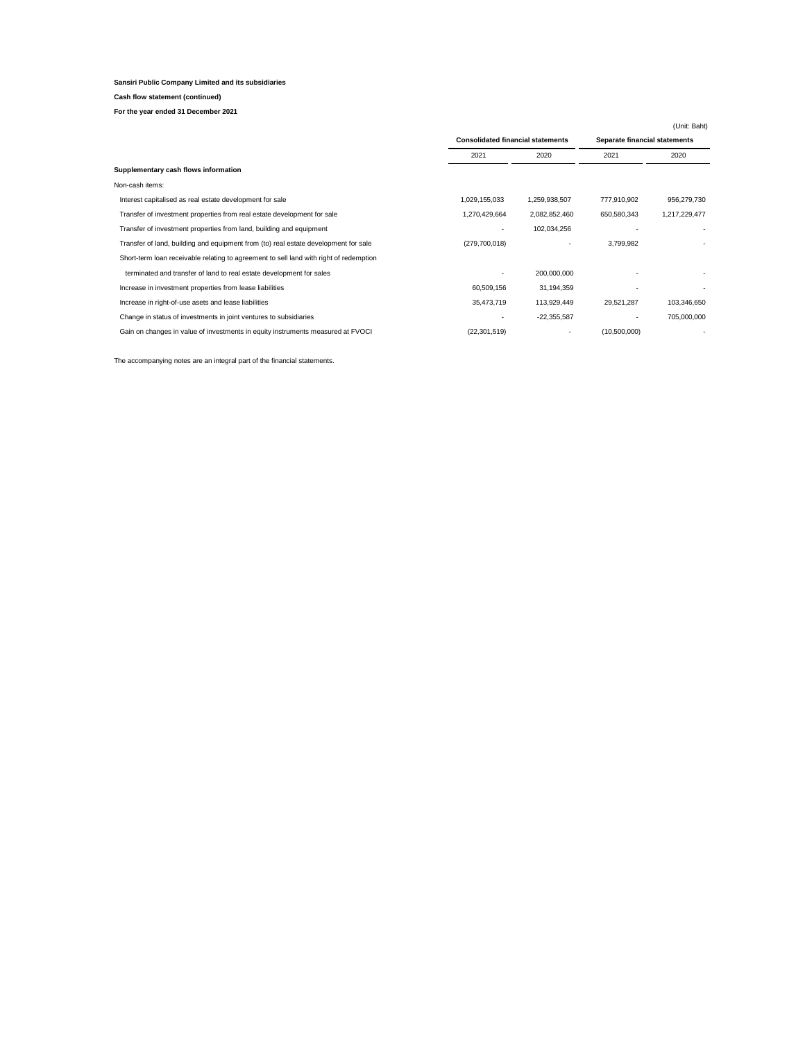**Sansiri Public Company Limited and its subsidiaries**

**Cash flow statement (continued)**

**For the year ended 31 December 2021**

(Unit: Baht)

| | Consolidated financial statements | | Separate financial statements | |
|---|---|---|---|---|
| | 2021 | 2020 | 2021 | 2020 |
| **Supplementary cash flows information** | | | | |
| Non-cash items: | | | | |
| Interest capitalised as real estate development for sale | 1,029,155,033 | 1,259,938,507 | 777,910,902 | 956,279,730 |
| Transfer of investment properties from real estate development for sale | 1,270,429,664 | 2,082,852,460 | 650,580,343 | 1,217,229,477 |
| Transfer of investment properties from land, building and equipment | - | 102,034,256 | - | - |
| Transfer of land, building and equipment from (to) real estate development for sale | (279,700,018) | - | 3,799,982 | - |
| Short-term loan receivable relating to agreement to sell land with right of redemption terminated and transfer of land to real estate development for sales | - | 200,000,000 | - | - |
| Increase in investment properties from lease liabilities | 60,509,156 | 31,194,359 | - | - |
| Increase in right-of-use asets and lease liabilities | 35,473,719 | 113,929,449 | 29,521,287 | 103,346,650 |
| Change in status of investments in joint ventures to subsidiaries | - | -22,355,587 | - | 705,000,000 |
| Gain on changes in value of investments in equity instruments measured at FVOCI | (22,301,519) | - | (10,500,000) | - |

The accompanying notes are an integral part of the financial statements.